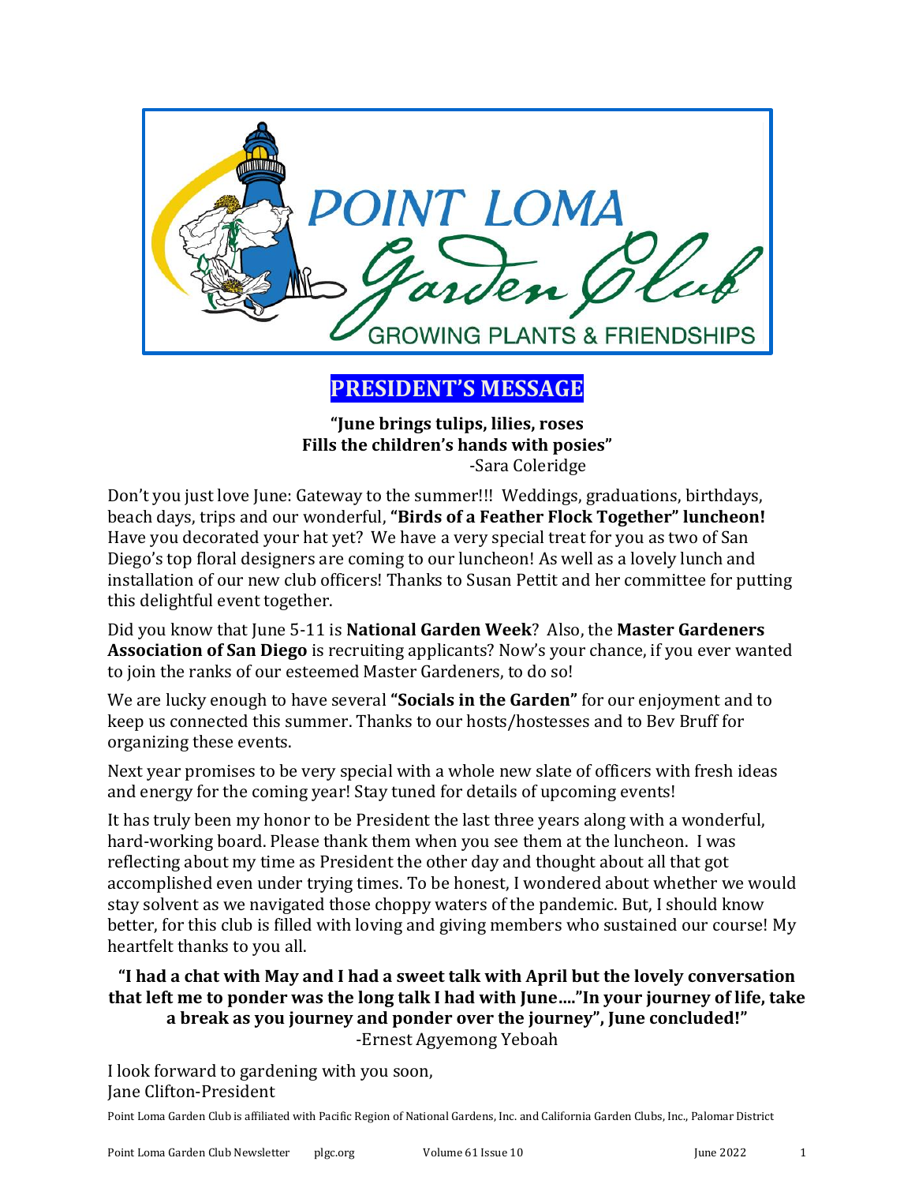# POINT LOMA Garden Club

GROWING PLANTS & FRIENDSHIPS

## PRESIDENT'S MESSAGE

**"June brings tulips, lilies, roses**
**Fills the children's hands with posies"**
-Sara Coleridge

Don't you just love June: Gateway to the summer!!! Weddings, graduations, birthdays, beach days, trips and our wonderful, **"Birds of a Feather Flock Together" luncheon!** Have you decorated your hat yet? We have a very special treat for you as two of San Diego's top floral designers are coming to our luncheon! As well as a lovely lunch and installation of our new club officers! Thanks to Susan Pettit and her committee for putting this delightful event together.

Did you know that June 5-11 is **National Garden Week**? Also, the **Master Gardeners Association of San Diego** is recruiting applicants? Now's your chance, if you ever wanted to join the ranks of our esteemed Master Gardeners, to do so!

We are lucky enough to have several **"Socials in the Garden"** for our enjoyment and to keep us connected this summer. Thanks to our hosts/hostesses and to Bev Bruff for organizing these events.

Next year promises to be very special with a whole new slate of officers with fresh ideas and energy for the coming year! Stay tuned for details of upcoming events!

It has truly been my honor to be President the last three years along with a wonderful, hard-working board. Please thank them when you see them at the luncheon. I was reflecting about my time as President the other day and thought about all that got accomplished even under trying times. To be honest, I wondered about whether we would stay solvent as we navigated those choppy waters of the pandemic. But, I should know better, for this club is filled with loving and giving members who sustained our course! My heartfelt thanks to you all.

**"I had a chat with May and I had a sweet talk with April but the lovely conversation that left me to ponder was the long talk I had with June…."In your journey of life, take a break as you journey and ponder over the journey", June concluded!"**
-Ernest Agyemong Yeboah

I look forward to gardening with you soon,
Jane Clifton-President

Point Loma Garden Club is affiliated with Pacific Region of National Gardens, Inc. and California Garden Clubs, Inc., Palomar District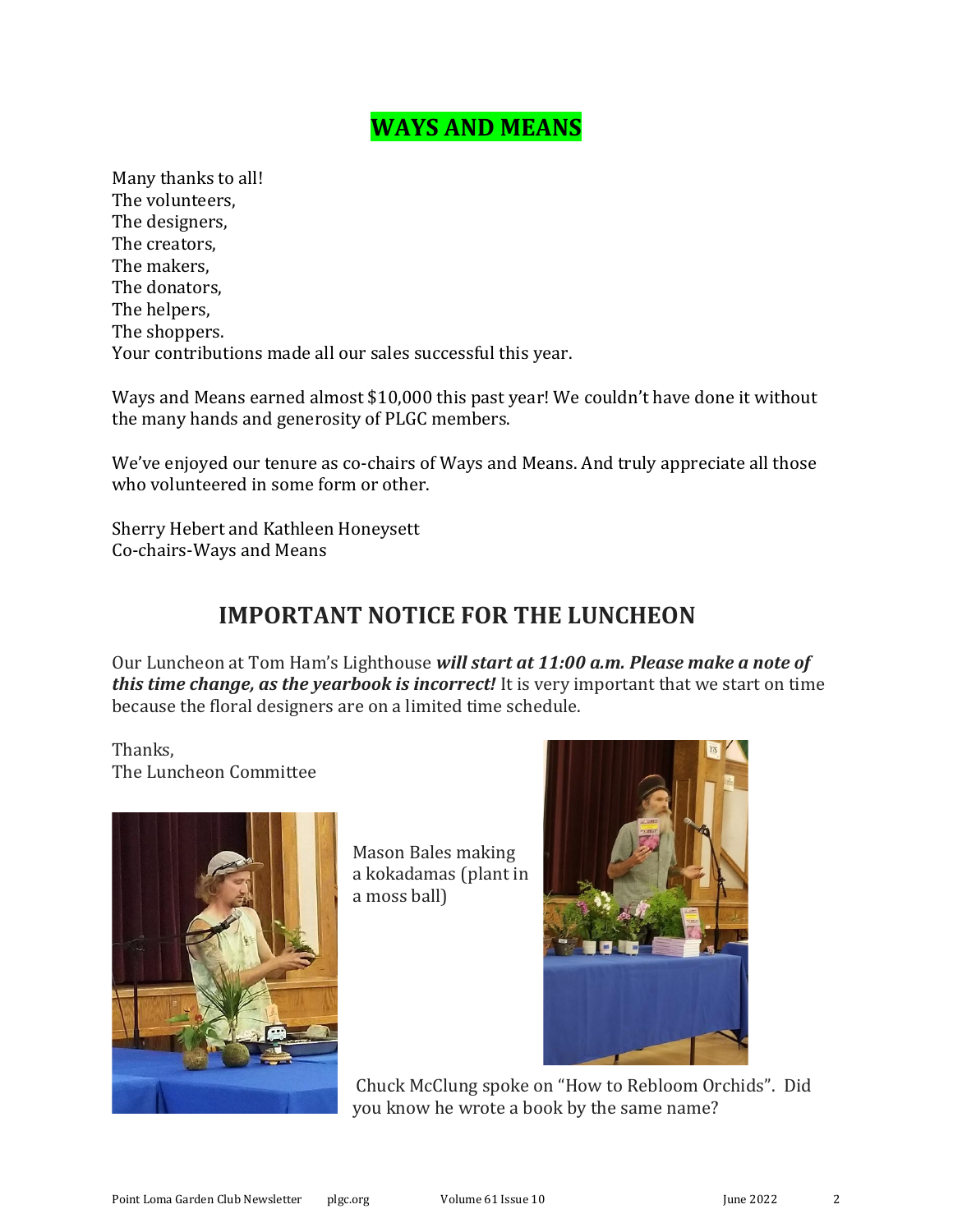# WAYS AND MEANS

Many thanks to all!
The volunteers,
The designers,
The creators,
The makers,
The donators,
The helpers,
The shoppers.
Your contributions made all our sales successful this year.

Ways and Means earned almost $10,000 this past year! We couldn't have done it without the many hands and generosity of PLGC members.

We've enjoyed our tenure as co-chairs of Ways and Means. And truly appreciate all those who volunteered in some form or other.

Sherry Hebert and Kathleen Honeysett
Co-chairs-Ways and Means

# IMPORTANT NOTICE FOR THE LUNCHEON

Our Luncheon at Tom Ham's Lighthouse ***will start at 11:00 a.m. Please make a note of this time change, as the yearbook is incorrect!*** It is very important that we start on time because the floral designers are on a limited time schedule.

Thanks,
The Luncheon Committee

Mason Bales making a kokadamas (plant in a moss ball)

Chuck McClung spoke on "How to Rebloom Orchids". Did you know he wrote a book by the same name?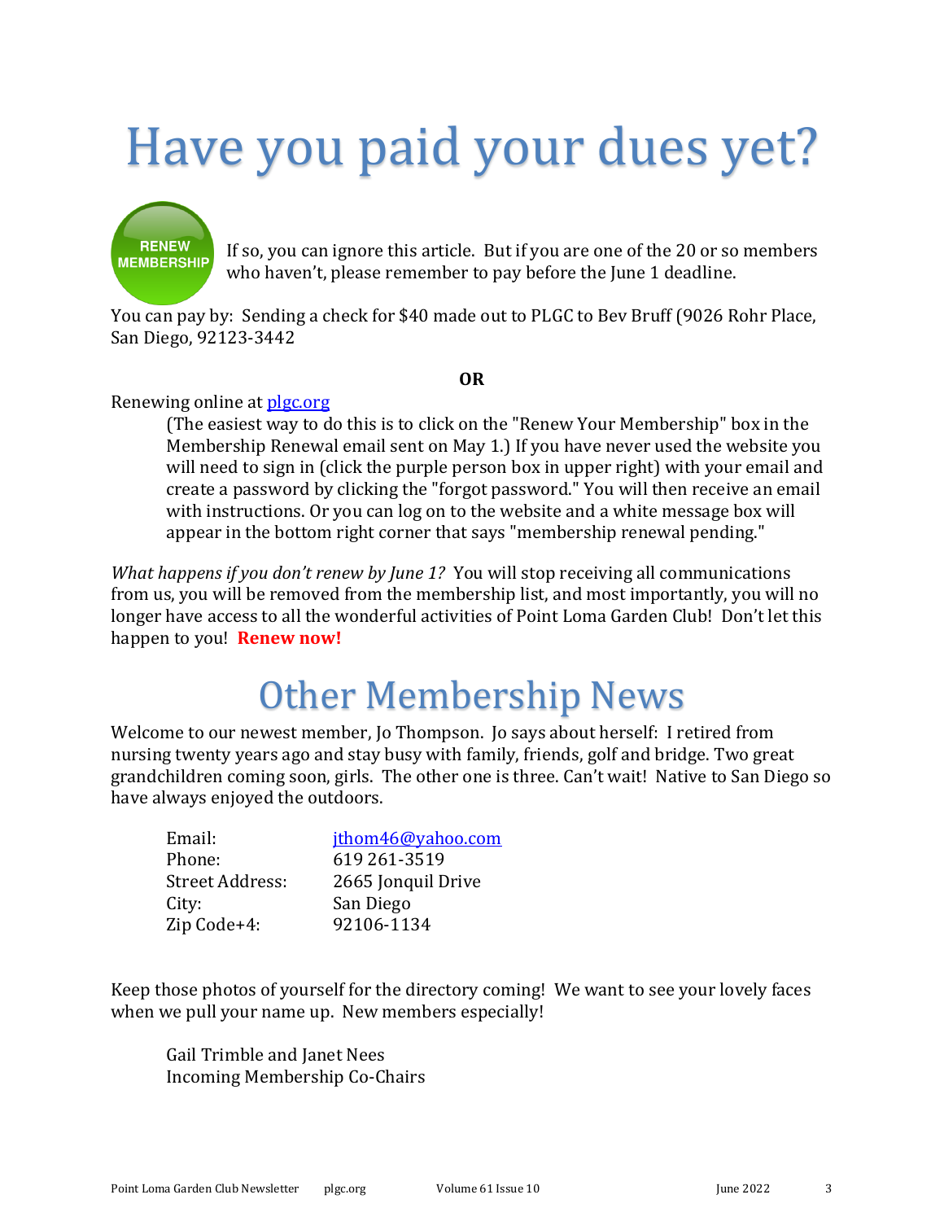# Have you paid your dues yet?

RENEW MEMBERSHIP

If so, you can ignore this article. But if you are one of the 20 or so members who haven't, please remember to pay before the June 1 deadline.

You can pay by: Sending a check for $40 made out to PLGC to Bev Bruff (9026 Rohr Place, San Diego, 92123-3442

**OR**

Renewing online at [plgc.org](plgc.org)

> (The easiest way to do this is to click on the "Renew Your Membership" box in the Membership Renewal email sent on May 1.) If you have never used the website you will need to sign in (click the purple person box in upper right) with your email and create a password by clicking the "forgot password." You will then receive an email with instructions. Or you can log on to the website and a white message box will appear in the bottom right corner that says "membership renewal pending."

*What happens if you don't renew by June 1?* You will stop receiving all communications from us, you will be removed from the membership list, and most importantly, you will no longer have access to all the wonderful activities of Point Loma Garden Club! Don't let this happen to you! **Renew now!**

# Other Membership News

Welcome to our newest member, Jo Thompson. Jo says about herself: I retired from nursing twenty years ago and stay busy with family, friends, golf and bridge. Two great grandchildren coming soon, girls. The other one is three. Can't wait! Native to San Diego so have always enjoyed the outdoors.

| | |
|---|---|
| Email: | [jthom46@yahoo.com](mailto:jthom46@yahoo.com) |
| Phone: | 619 261-3519 |
| Street Address: | 2665 Jonquil Drive |
| City: | San Diego |
| Zip Code+4: | 92106-1134 |

Keep those photos of yourself for the directory coming! We want to see your lovely faces when we pull your name up. New members especially!

Gail Trimble and Janet Nees
Incoming Membership Co-Chairs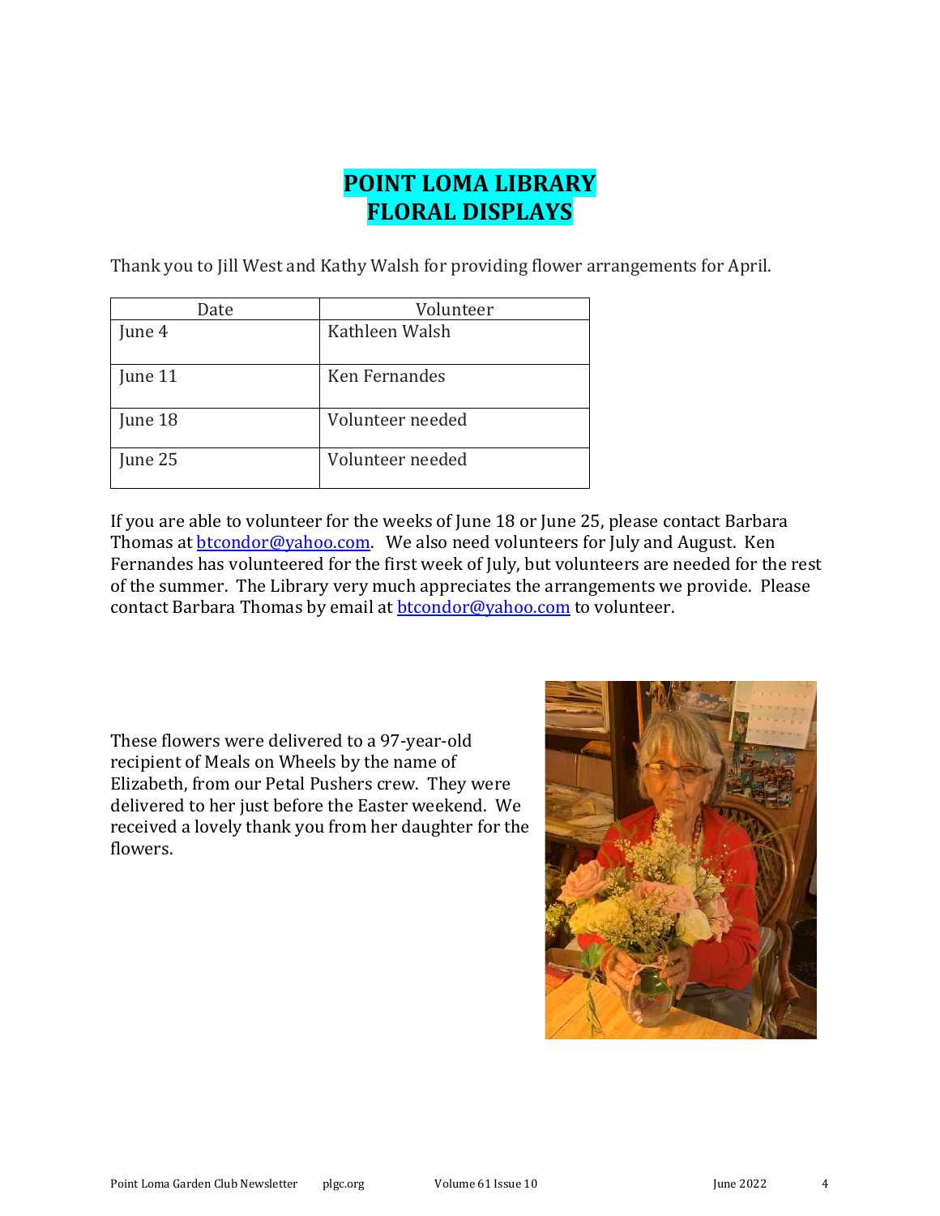# POINT LOMA LIBRARY FLORAL DISPLAYS

Thank you to Jill West and Kathy Walsh for providing flower arrangements for April.

| Date | Volunteer |
| --- | --- |
| June 4 | Kathleen Walsh |
| June 11 | Ken Fernandes |
| June 18 | Volunteer needed |
| June 25 | Volunteer needed |

If you are able to volunteer for the weeks of June 18 or June 25, please contact Barbara Thomas at [btcondor@yahoo.com](mailto:btcondor@yahoo.com). We also need volunteers for July and August. Ken Fernandes has volunteered for the first week of July, but volunteers are needed for the rest of the summer. The Library very much appreciates the arrangements we provide. Please contact Barbara Thomas by email at [btcondor@yahoo.com](mailto:btcondor@yahoo.com) to volunteer.

These flowers were delivered to a 97-year-old recipient of Meals on Wheels by the name of Elizabeth, from our Petal Pushers crew. They were delivered to her just before the Easter weekend. We received a lovely thank you from her daughter for the flowers.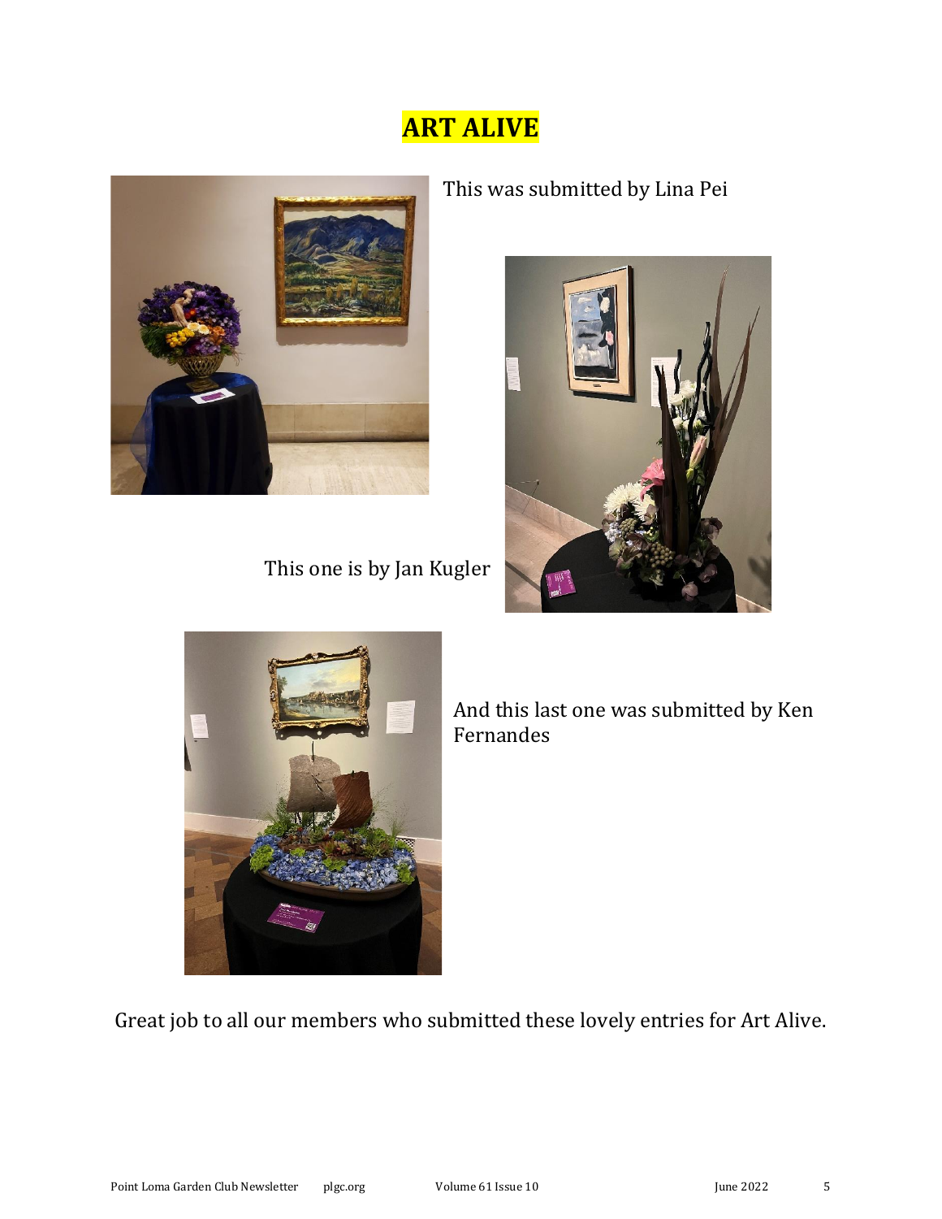# ART ALIVE

This was submitted by Lina Pei

This one is by Jan Kugler

And this last one was submitted by Ken Fernandes

Great job to all our members who submitted these lovely entries for Art Alive.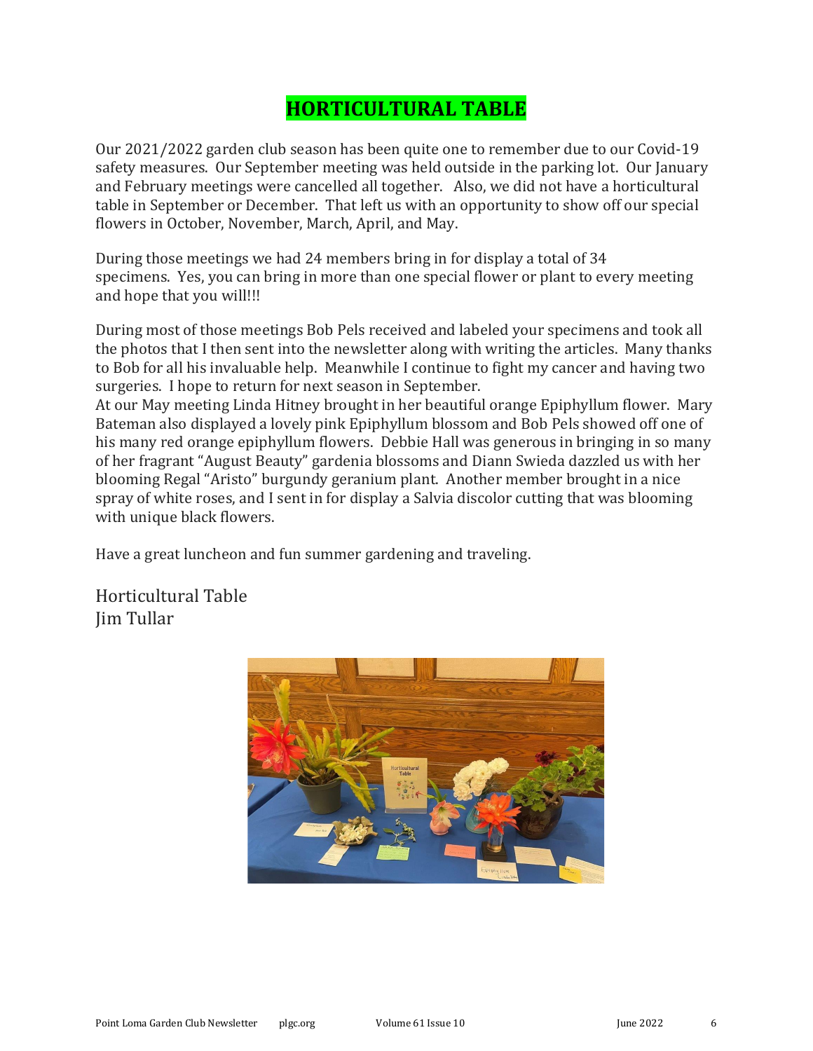# HORTICULTURAL TABLE

Our 2021/2022 garden club season has been quite one to remember due to our Covid-19 safety measures. Our September meeting was held outside in the parking lot. Our January and February meetings were cancelled all together. Also, we did not have a horticultural table in September or December. That left us with an opportunity to show off our special flowers in October, November, March, April, and May.

During those meetings we had 24 members bring in for display a total of 34 specimens. Yes, you can bring in more than one special flower or plant to every meeting and hope that you will!!!

During most of those meetings Bob Pels received and labeled your specimens and took all the photos that I then sent into the newsletter along with writing the articles. Many thanks to Bob for all his invaluable help. Meanwhile I continue to fight my cancer and having two surgeries. I hope to return for next season in September.

At our May meeting Linda Hitney brought in her beautiful orange Epiphyllum flower. Mary Bateman also displayed a lovely pink Epiphyllum blossom and Bob Pels showed off one of his many red orange epiphyllum flowers. Debbie Hall was generous in bringing in so many of her fragrant "August Beauty" gardenia blossoms and Diann Swieda dazzled us with her blooming Regal "Aristo" burgundy geranium plant. Another member brought in a nice spray of white roses, and I sent in for display a Salvia discolor cutting that was blooming with unique black flowers.

Have a great luncheon and fun summer gardening and traveling.

Horticultural Table
Jim Tullar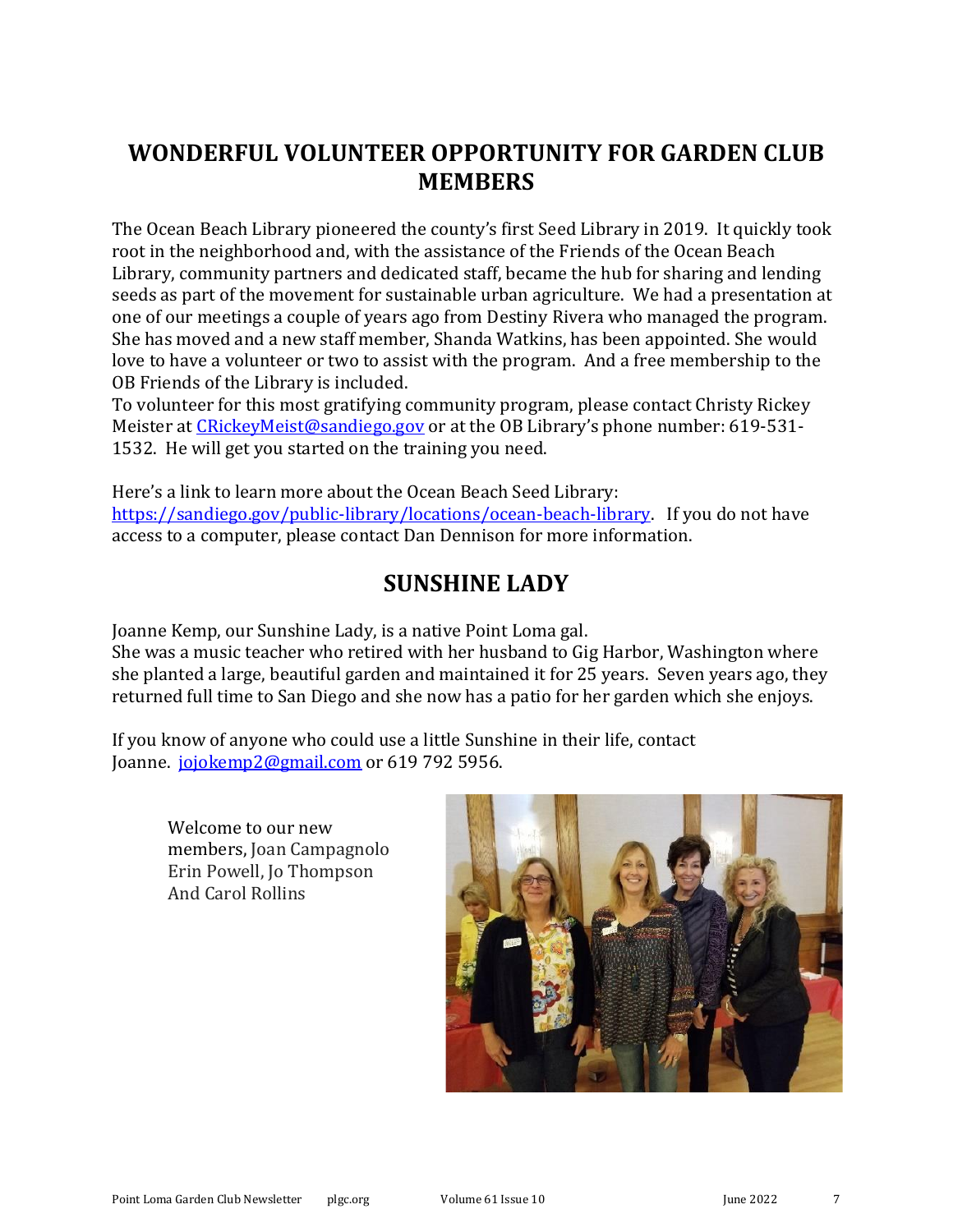## WONDERFUL VOLUNTEER OPPORTUNITY FOR GARDEN CLUB MEMBERS

The Ocean Beach Library pioneered the county's first Seed Library in 2019. It quickly took root in the neighborhood and, with the assistance of the Friends of the Ocean Beach Library, community partners and dedicated staff, became the hub for sharing and lending seeds as part of the movement for sustainable urban agriculture. We had a presentation at one of our meetings a couple of years ago from Destiny Rivera who managed the program. She has moved and a new staff member, Shanda Watkins, has been appointed. She would love to have a volunteer or two to assist with the program. And a free membership to the OB Friends of the Library is included.
To volunteer for this most gratifying community program, please contact Christy Rickey Meister at CRickeyMeist@sandiego.gov or at the OB Library's phone number: 619-531-1532. He will get you started on the training you need.

Here's a link to learn more about the Ocean Beach Seed Library: https://sandiego.gov/public-library/locations/ocean-beach-library. If you do not have access to a computer, please contact Dan Dennison for more information.

## SUNSHINE LADY

Joanne Kemp, our Sunshine Lady, is a native Point Loma gal.
She was a music teacher who retired with her husband to Gig Harbor, Washington where she planted a large, beautiful garden and maintained it for 25 years. Seven years ago, they returned full time to San Diego and she now has a patio for her garden which she enjoys.

If you know of anyone who could use a little Sunshine in their life, contact Joanne. jojokemp2@gmail.com or 619 792 5956.

Welcome to our new members, Joan Campagnolo Erin Powell, Jo Thompson And Carol Rollins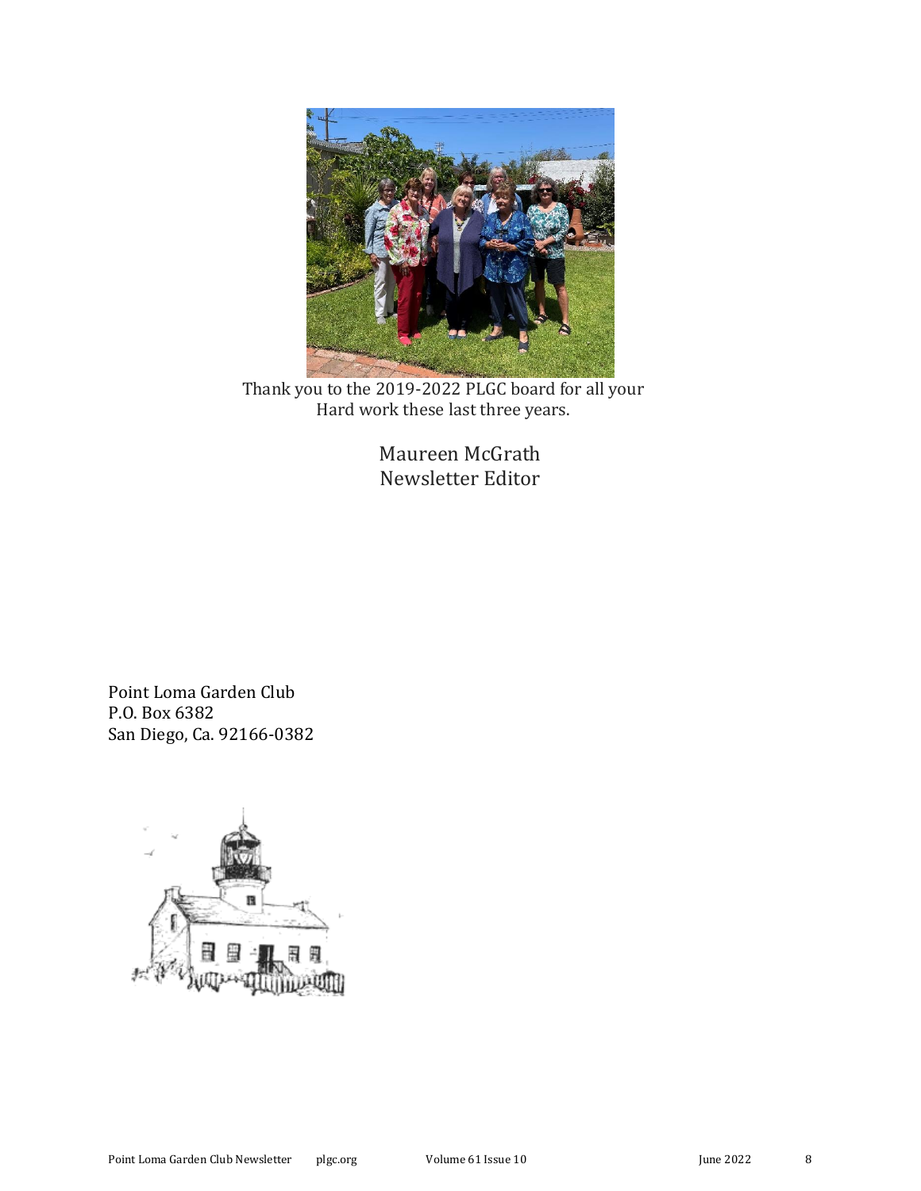Thank you to the 2019-2022 PLGC board for all your
Hard work these last three years.

Maureen McGrath
Newsletter Editor

Point Loma Garden Club
P.O. Box 6382
San Diego, Ca. 92166-0382